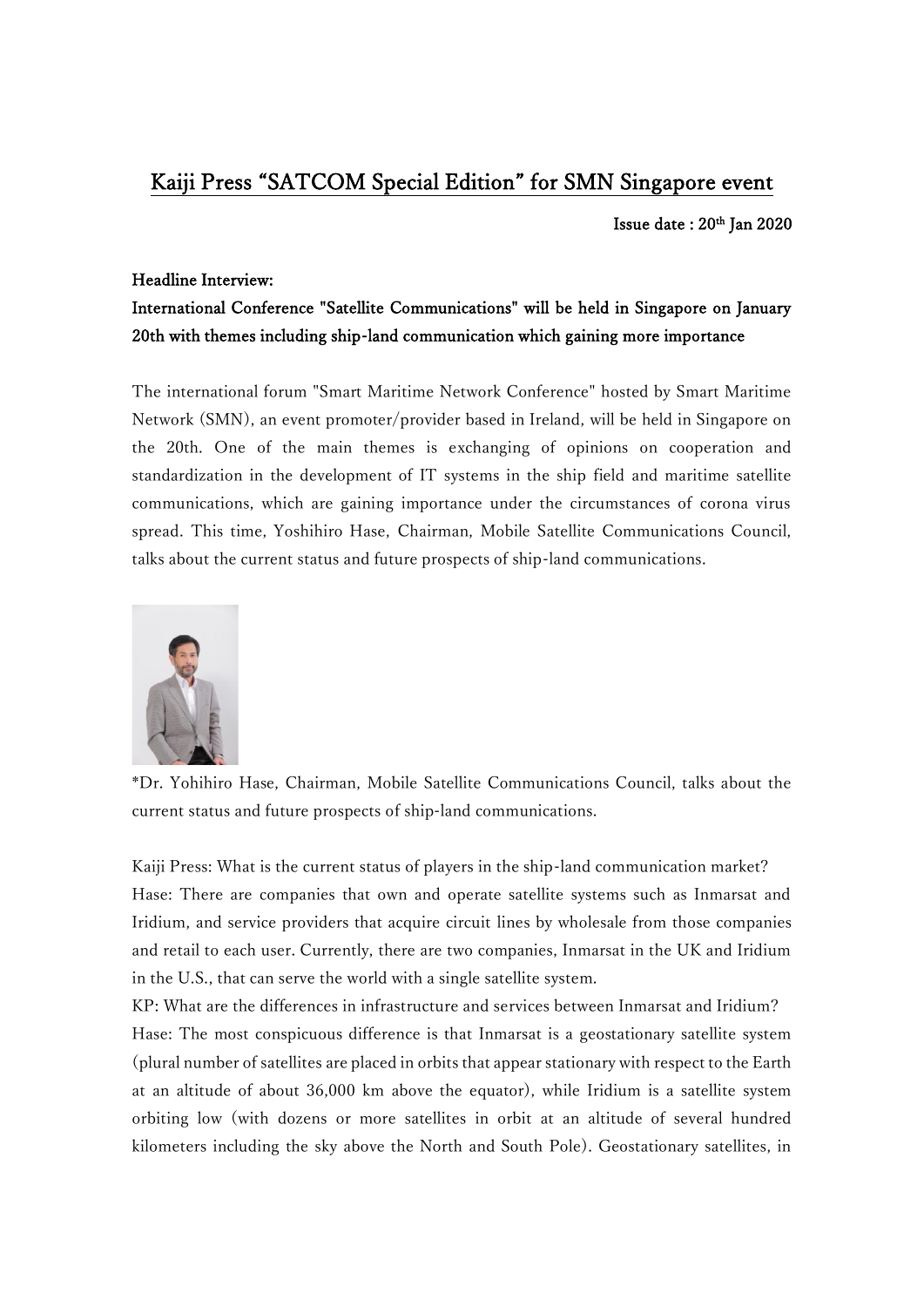# Kaiji Press "SATCOM Special Edition" for SMN Singapore event

Issue date : 20th Jan 2020

**Headline Interview:**
**International Conference "Satellite Communications" will be held in Singapore on January 20th with themes including ship-land communication which gaining more importance**

The international forum "Smart Maritime Network Conference" hosted by Smart Maritime Network (SMN), an event promoter/provider based in Ireland, will be held in Singapore on the 20th. One of the main themes is exchanging of opinions on cooperation and standardization in the development of IT systems in the ship field and maritime satellite communications, which are gaining importance under the circumstances of corona virus spread. This time, Yoshihiro Hase, Chairman, Mobile Satellite Communications Council, talks about the current status and future prospects of ship-land communications.

*Dr. Yohihiro Hase, Chairman, Mobile Satellite Communications Council, talks about the current status and future prospects of ship-land communications.

Kaiji Press: What is the current status of players in the ship-land communication market?
Hase: There are companies that own and operate satellite systems such as Inmarsat and Iridium, and service providers that acquire circuit lines by wholesale from those companies and retail to each user. Currently, there are two companies, Inmarsat in the UK and Iridium in the U.S., that can serve the world with a single satellite system.
KP: What are the differences in infrastructure and services between Inmarsat and Iridium?
Hase: The most conspicuous difference is that Inmarsat is a geostationary satellite system (plural number of satellites are placed in orbits that appear stationary with respect to the Earth at an altitude of about 36,000 km above the equator), while Iridium is a satellite system orbiting low (with dozens or more satellites in orbit at an altitude of several hundred kilometers including the sky above the North and South Pole). Geostationary satellites, in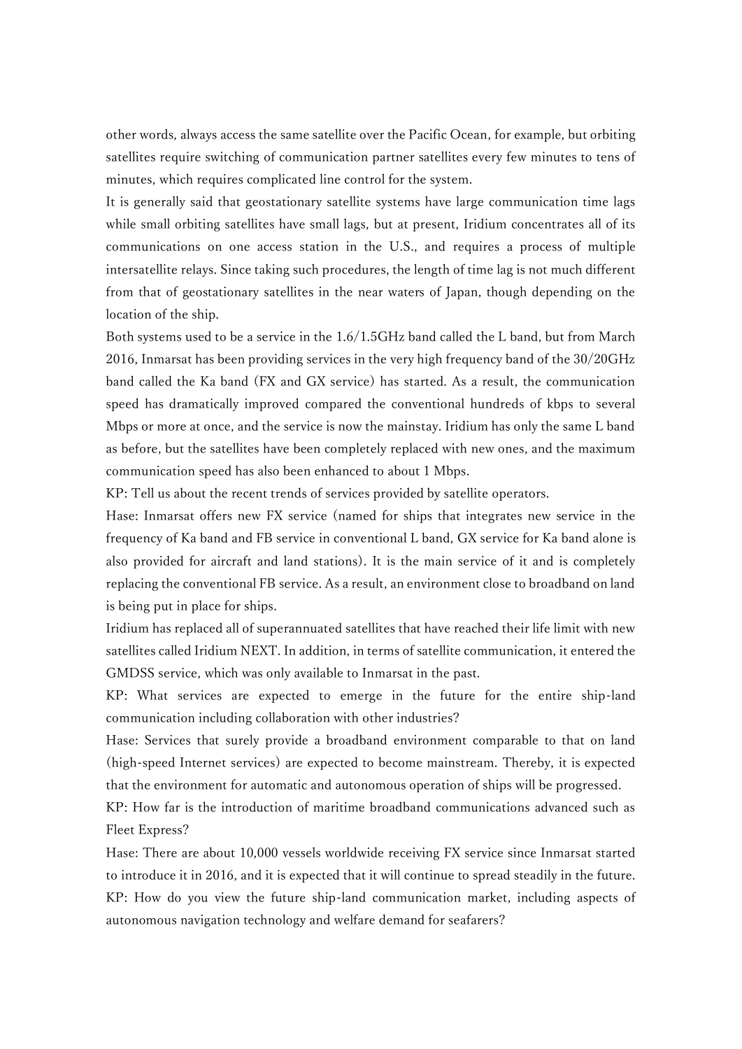other words, always access the same satellite over the Pacific Ocean, for example, but orbiting satellites require switching of communication partner satellites every few minutes to tens of minutes, which requires complicated line control for the system.

It is generally said that geostationary satellite systems have large communication time lags while small orbiting satellites have small lags, but at present, Iridium concentrates all of its communications on one access station in the U.S., and requires a process of multiple intersatellite relays. Since taking such procedures, the length of time lag is not much different from that of geostationary satellites in the near waters of Japan, though depending on the location of the ship.

Both systems used to be a service in the 1.6/1.5GHz band called the L band, but from March 2016, Inmarsat has been providing services in the very high frequency band of the 30/20GHz band called the Ka band (FX and GX service) has started. As a result, the communication speed has dramatically improved compared the conventional hundreds of kbps to several Mbps or more at once, and the service is now the mainstay. Iridium has only the same L band as before, but the satellites have been completely replaced with new ones, and the maximum communication speed has also been enhanced to about 1 Mbps.

KP: Tell us about the recent trends of services provided by satellite operators.

Hase: Inmarsat offers new FX service (named for ships that integrates new service in the frequency of Ka band and FB service in conventional L band, GX service for Ka band alone is also provided for aircraft and land stations). It is the main service of it and is completely replacing the conventional FB service. As a result, an environment close to broadband on land is being put in place for ships.

Iridium has replaced all of superannuated satellites that have reached their life limit with new satellites called Iridium NEXT. In addition, in terms of satellite communication, it entered the GMDSS service, which was only available to Inmarsat in the past.

KP: What services are expected to emerge in the future for the entire ship-land communication including collaboration with other industries?

Hase: Services that surely provide a broadband environment comparable to that on land (high-speed Internet services) are expected to become mainstream. Thereby, it is expected that the environment for automatic and autonomous operation of ships will be progressed.

KP: How far is the introduction of maritime broadband communications advanced such as Fleet Express?

Hase: There are about 10,000 vessels worldwide receiving FX service since Inmarsat started to introduce it in 2016, and it is expected that it will continue to spread steadily in the future.

KP: How do you view the future ship-land communication market, including aspects of autonomous navigation technology and welfare demand for seafarers?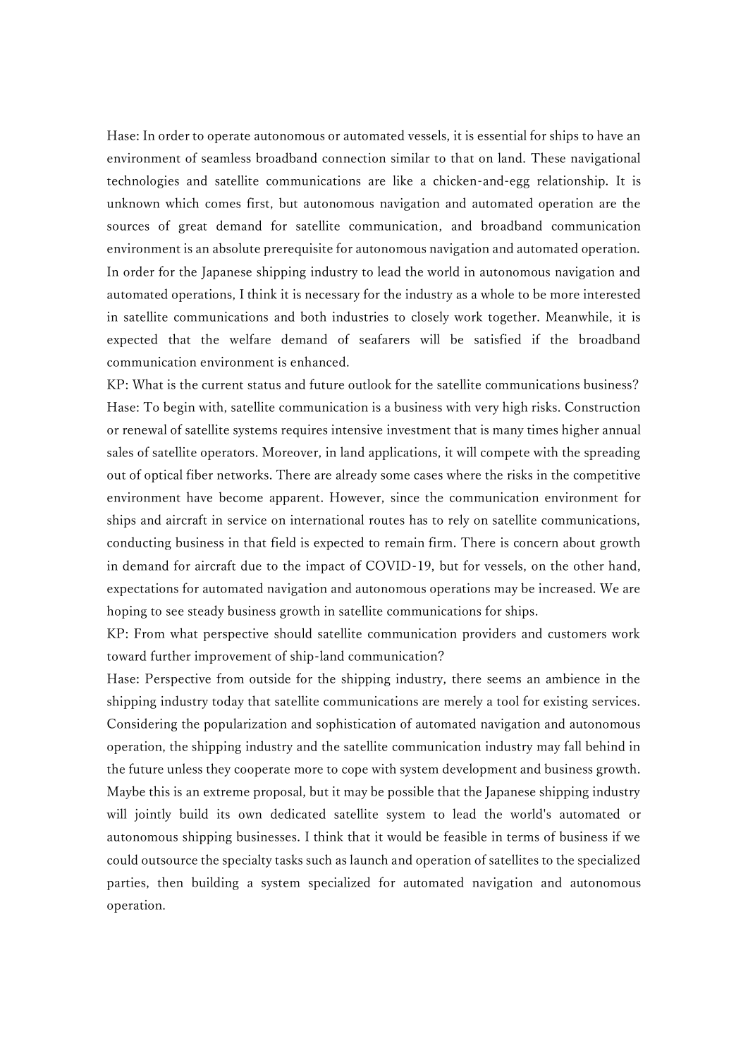Hase: In order to operate autonomous or automated vessels, it is essential for ships to have an environment of seamless broadband connection similar to that on land. These navigational technologies and satellite communications are like a chicken-and-egg relationship. It is unknown which comes first, but autonomous navigation and automated operation are the sources of great demand for satellite communication, and broadband communication environment is an absolute prerequisite for autonomous navigation and automated operation. In order for the Japanese shipping industry to lead the world in autonomous navigation and automated operations, I think it is necessary for the industry as a whole to be more interested in satellite communications and both industries to closely work together. Meanwhile, it is expected that the welfare demand of seafarers will be satisfied if the broadband communication environment is enhanced.

KP: What is the current status and future outlook for the satellite communications business?

Hase: To begin with, satellite communication is a business with very high risks. Construction or renewal of satellite systems requires intensive investment that is many times higher annual sales of satellite operators. Moreover, in land applications, it will compete with the spreading out of optical fiber networks. There are already some cases where the risks in the competitive environment have become apparent. However, since the communication environment for ships and aircraft in service on international routes has to rely on satellite communications, conducting business in that field is expected to remain firm. There is concern about growth in demand for aircraft due to the impact of COVID-19, but for vessels, on the other hand, expectations for automated navigation and autonomous operations may be increased. We are hoping to see steady business growth in satellite communications for ships.

KP: From what perspective should satellite communication providers and customers work toward further improvement of ship-land communication?

Hase: Perspective from outside for the shipping industry, there seems an ambience in the shipping industry today that satellite communications are merely a tool for existing services. Considering the popularization and sophistication of automated navigation and autonomous operation, the shipping industry and the satellite communication industry may fall behind in the future unless they cooperate more to cope with system development and business growth. Maybe this is an extreme proposal, but it may be possible that the Japanese shipping industry will jointly build its own dedicated satellite system to lead the world's automated or autonomous shipping businesses. I think that it would be feasible in terms of business if we could outsource the specialty tasks such as launch and operation of satellites to the specialized parties, then building a system specialized for automated navigation and autonomous operation.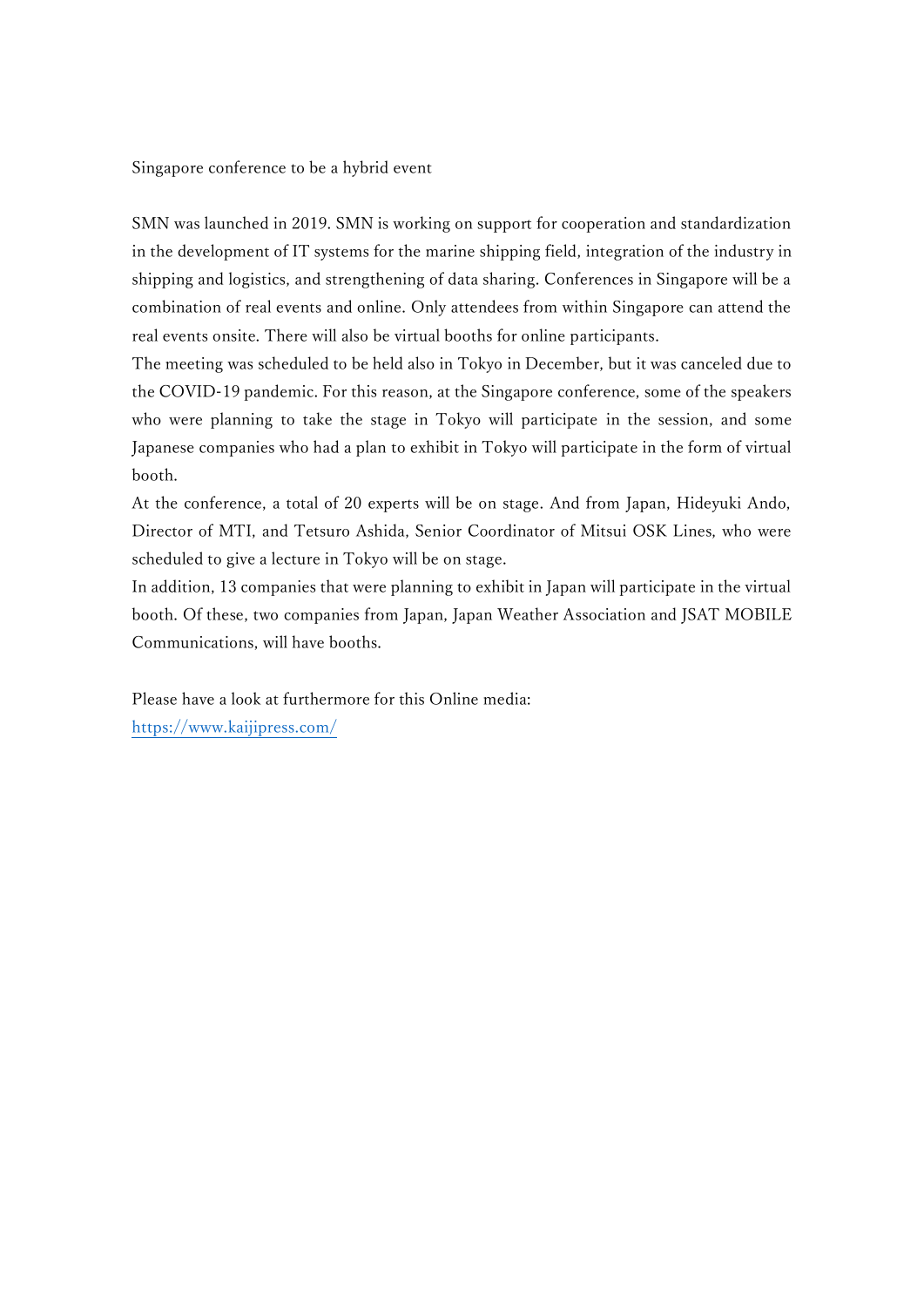Singapore conference to be a hybrid event

SMN was launched in 2019. SMN is working on support for cooperation and standardization in the development of IT systems for the marine shipping field, integration of the industry in shipping and logistics, and strengthening of data sharing. Conferences in Singapore will be a combination of real events and online. Only attendees from within Singapore can attend the real events onsite. There will also be virtual booths for online participants.

The meeting was scheduled to be held also in Tokyo in December, but it was canceled due to the COVID-19 pandemic. For this reason, at the Singapore conference, some of the speakers who were planning to take the stage in Tokyo will participate in the session, and some Japanese companies who had a plan to exhibit in Tokyo will participate in the form of virtual booth.

At the conference, a total of 20 experts will be on stage. And from Japan, Hideyuki Ando, Director of MTI, and Tetsuro Ashida, Senior Coordinator of Mitsui OSK Lines, who were scheduled to give a lecture in Tokyo will be on stage.

In addition, 13 companies that were planning to exhibit in Japan will participate in the virtual booth. Of these, two companies from Japan, Japan Weather Association and JSAT MOBILE Communications, will have booths.

Please have a look at furthermore for this Online media:
[https://www.kaijipress.com/](https://www.kaijipress.com/)